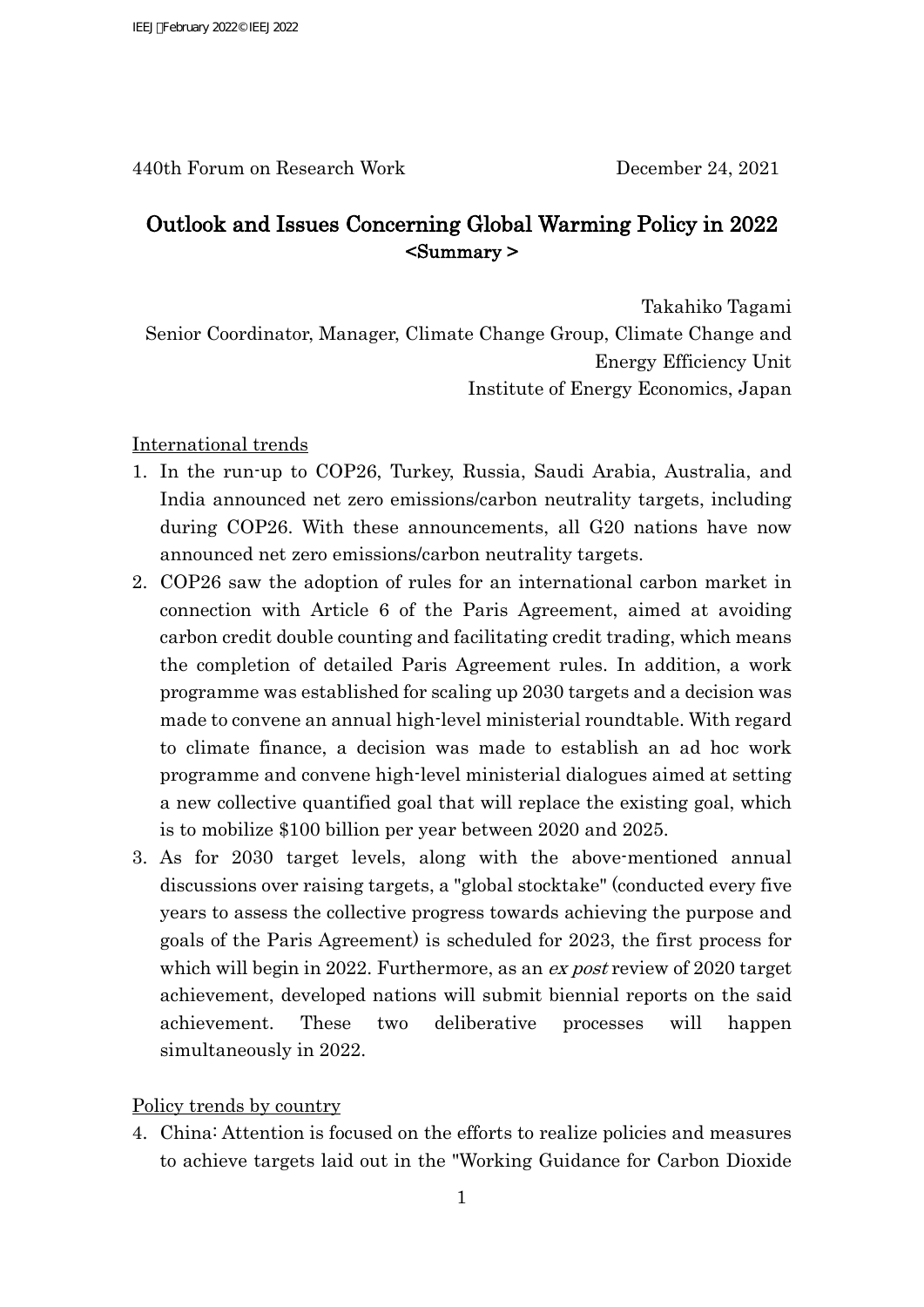440th Forum on Research Work　　　　　　　December 24, 2021

# Outlook and Issues Concerning Global Warming Policy in 2022
## <Summary >

Takahiko Tagami
Senior Coordinator, Manager, Climate Change Group, Climate Change and Energy Efficiency Unit
Institute of Energy Economics, Japan

International trends

1. In the run-up to COP26, Turkey, Russia, Saudi Arabia, Australia, and India announced net zero emissions/carbon neutrality targets, including during COP26. With these announcements, all G20 nations have now announced net zero emissions/carbon neutrality targets.
2. COP26 saw the adoption of rules for an international carbon market in connection with Article 6 of the Paris Agreement, aimed at avoiding carbon credit double counting and facilitating credit trading, which means the completion of detailed Paris Agreement rules. In addition, a work programme was established for scaling up 2030 targets and a decision was made to convene an annual high-level ministerial roundtable. With regard to climate finance, a decision was made to establish an ad hoc work programme and convene high-level ministerial dialogues aimed at setting a new collective quantified goal that will replace the existing goal, which is to mobilize $100 billion per year between 2020 and 2025.
3. As for 2030 target levels, along with the above-mentioned annual discussions over raising targets, a "global stocktake" (conducted every five years to assess the collective progress towards achieving the purpose and goals of the Paris Agreement) is scheduled for 2023, the first process for which will begin in 2022. Furthermore, as an *ex post* review of 2020 target achievement, developed nations will submit biennial reports on the said achievement. These two deliberative processes will happen simultaneously in 2022.

Policy trends by country

4. China: Attention is focused on the efforts to realize policies and measures to achieve targets laid out in the "Working Guidance for Carbon Dioxide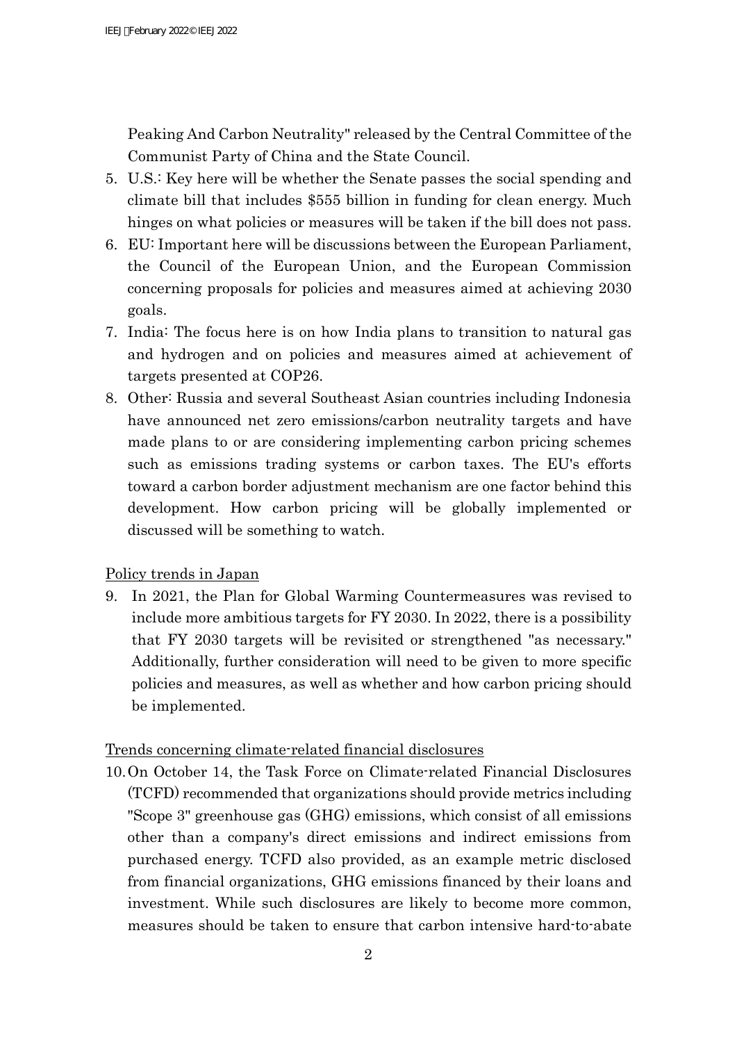Peaking And Carbon Neutrality" released by the Central Committee of the Communist Party of China and the State Council.

5. U.S.: Key here will be whether the Senate passes the social spending and climate bill that includes $555 billion in funding for clean energy. Much hinges on what policies or measures will be taken if the bill does not pass.
6. EU: Important here will be discussions between the European Parliament, the Council of the European Union, and the European Commission concerning proposals for policies and measures aimed at achieving 2030 goals.
7. India: The focus here is on how India plans to transition to natural gas and hydrogen and on policies and measures aimed at achievement of targets presented at COP26.
8. Other: Russia and several Southeast Asian countries including Indonesia have announced net zero emissions/carbon neutrality targets and have made plans to or are considering implementing carbon pricing schemes such as emissions trading systems or carbon taxes. The EU's efforts toward a carbon border adjustment mechanism are one factor behind this development. How carbon pricing will be globally implemented or discussed will be something to watch.

<u>Policy trends in Japan</u>

9. In 2021, the Plan for Global Warming Countermeasures was revised to include more ambitious targets for FY 2030. In 2022, there is a possibility that FY 2030 targets will be revisited or strengthened "as necessary." Additionally, further consideration will need to be given to more specific policies and measures, as well as whether and how carbon pricing should be implemented.

<u>Trends concerning climate-related financial disclosures</u>

10. On October 14, the Task Force on Climate-related Financial Disclosures (TCFD) recommended that organizations should provide metrics including "Scope 3" greenhouse gas (GHG) emissions, which consist of all emissions other than a company's direct emissions and indirect emissions from purchased energy. TCFD also provided, as an example metric disclosed from financial organizations, GHG emissions financed by their loans and investment. While such disclosures are likely to become more common, measures should be taken to ensure that carbon intensive hard-to-abate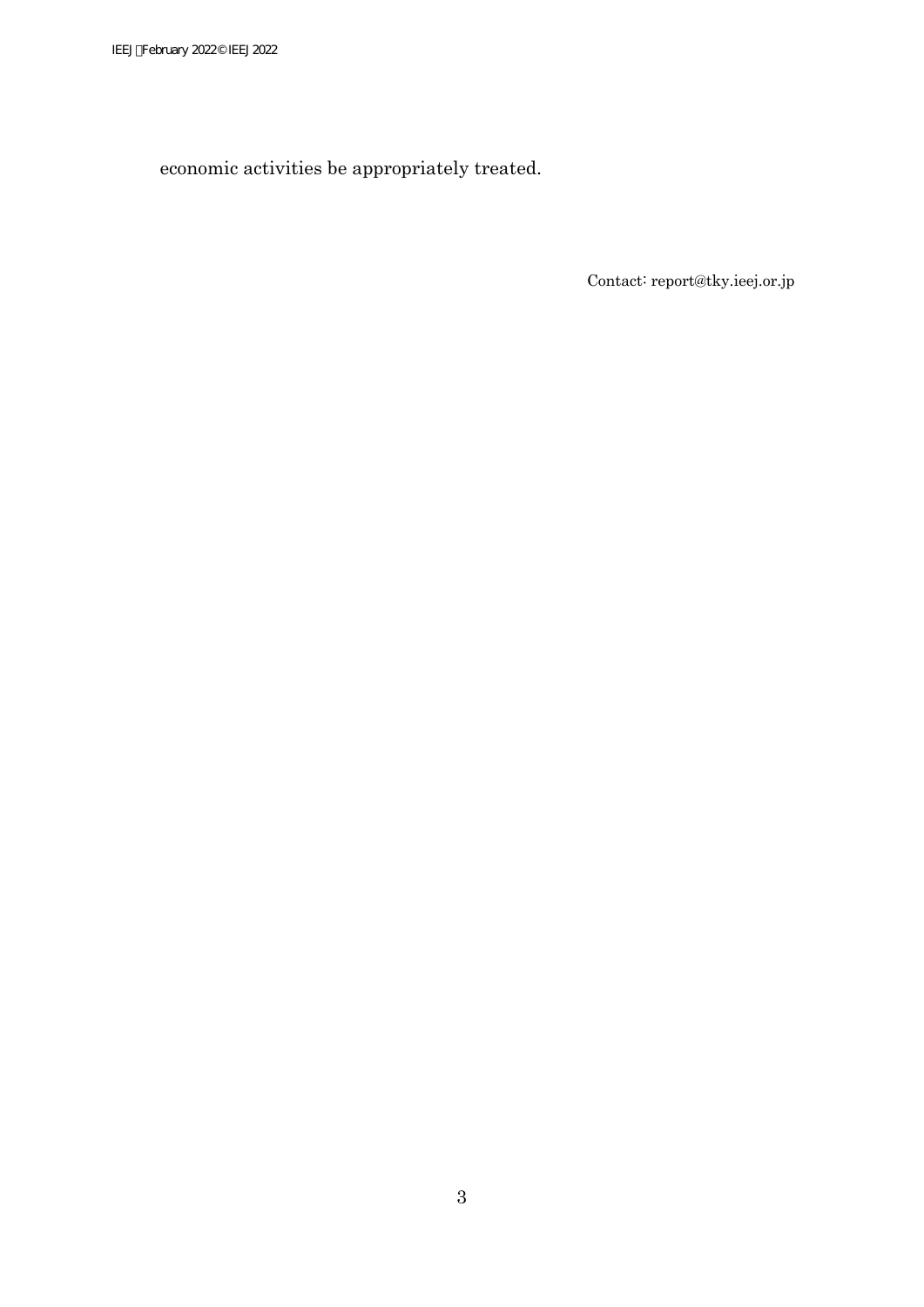economic activities be appropriately treated.

Contact: report@tky.ieej.or.jp